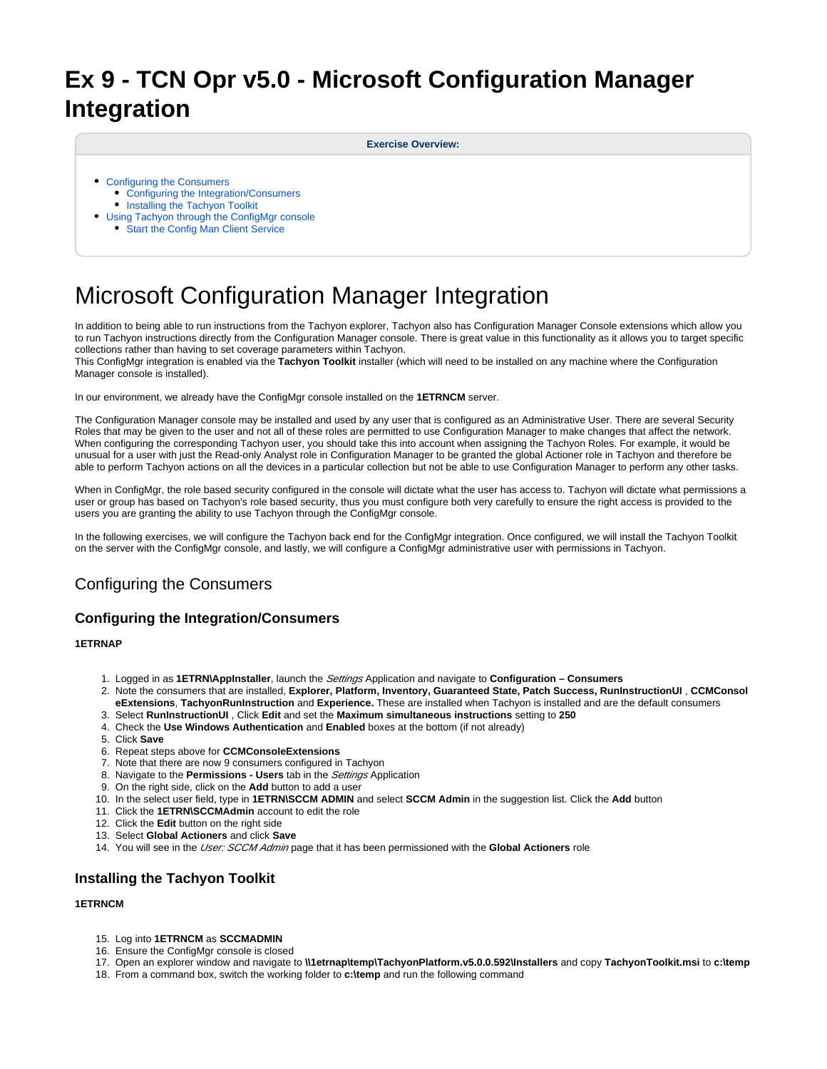# Ex 9 - TCN Opr v5.0 - Microsoft Configuration Manager Integration

**Exercise Overview:**

- Configuring the Consumers
    - Configuring the Integration/Consumers
    - Installing the Tachyon Toolkit
- Using Tachyon through the ConfigMgr console
    - Start the Config Man Client Service

# Microsoft Configuration Manager Integration

In addition to being able to run instructions from the Tachyon explorer, Tachyon also has Configuration Manager Console extensions which allow you to run Tachyon instructions directly from the Configuration Manager console. There is great value in this functionality as it allows you to target specific collections rather than having to set coverage parameters within Tachyon.
This ConfigMgr integration is enabled via the **Tachyon Toolkit** installer (which will need to be installed on any machine where the Configuration Manager console is installed).

In our environment, we already have the ConfigMgr console installed on the **1ETRNCM** server.

The Configuration Manager console may be installed and used by any user that is configured as an Administrative User. There are several Security Roles that may be given to the user and not all of these roles are permitted to use Configuration Manager to make changes that affect the network. When configuring the corresponding Tachyon user, you should take this into account when assigning the Tachyon Roles. For example, it would be unusual for a user with just the Read-only Analyst role in Configuration Manager to be granted the global Actioner role in Tachyon and therefore be able to perform Tachyon actions on all the devices in a particular collection but not be able to use Configuration Manager to perform any other tasks.

When in ConfigMgr, the role based security configured in the console will dictate what the user has access to. Tachyon will dictate what permissions a user or group has based on Tachyon's role based security, thus you must configure both very carefully to ensure the right access is provided to the users you are granting the ability to use Tachyon through the ConfigMgr console.

In the following exercises, we will configure the Tachyon back end for the ConfigMgr integration. Once configured, we will install the Tachyon Toolkit on the server with the ConfigMgr console, and lastly, we will configure a ConfigMgr administrative user with permissions in Tachyon.

## Configuring the Consumers

### Configuring the Integration/Consumers

**1ETRNAP**

1. Logged in as **1ETRN\AppInstaller**, launch the *Settings* Application and navigate to **Configuration – Consumers**
2. Note the consumers that are installed, **Explorer, Platform, Inventory, Guaranteed State, Patch Success, RunInstructionUI** , **CCMConsoleExtensions**, **TachyonRunInstruction** and **Experience.** These are installed when Tachyon is installed and are the default consumers
3. Select **RunInstructionUI** , Click **Edit** and set the **Maximum simultaneous instructions** setting to **250**
4. Check the **Use Windows Authentication** and **Enabled** boxes at the bottom (if not already)
5. Click **Save**
6. Repeat steps above for **CCMConsoleExtensions**
7. Note that there are now 9 consumers configured in Tachyon
8. Navigate to the **Permissions - Users** tab in the *Settings* Application
9. On the right side, click on the **Add** button to add a user
10. In the select user field, type in **1ETRN\SCCM ADMIN** and select **SCCM Admin** in the suggestion list. Click the **Add** button
11. Click the **1ETRN\SCCMAdmin** account to edit the role
12. Click the **Edit** button on the right side
13. Select **Global Actioners** and click **Save**
14. You will see in the *User: SCCM Admin* page that it has been permissioned with the **Global Actioners** role

### Installing the Tachyon Toolkit

**1ETRNCM**

15. Log into **1ETRNCM** as **SCCMADMIN**
16. Ensure the ConfigMgr console is closed
17. Open an explorer window and navigate to **\\1etrnap\temp\TachyonPlatform.v5.0.0.592\Installers** and copy **TachyonToolkit.msi** to **c:\temp**
18. From a command box, switch the working folder to **c:\temp** and run the following command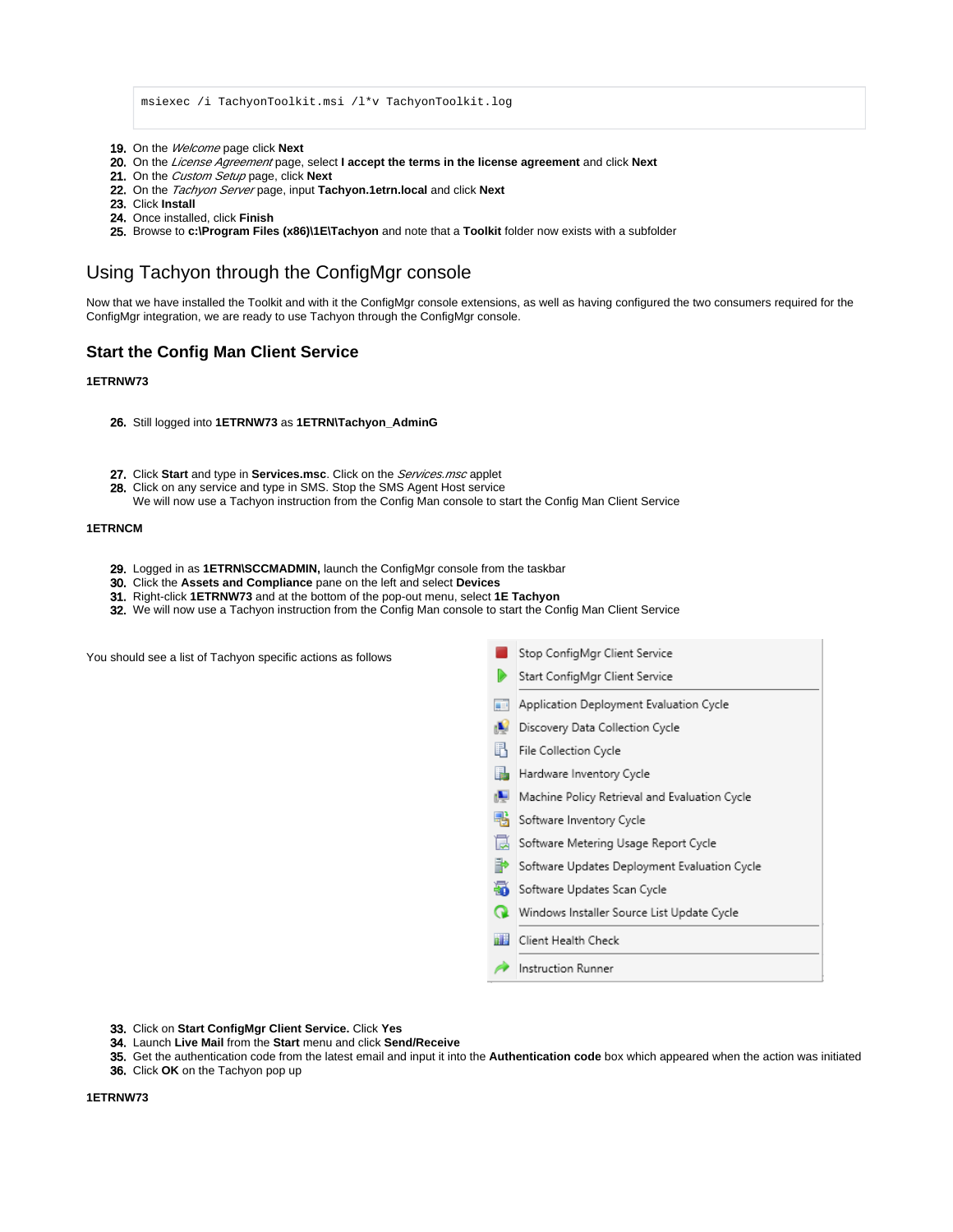```
msiexec /i TachyonToolkit.msi /l*v TachyonToolkit.log
```

19. On the *Welcome* page click **Next**
20. On the *License Agreement* page, select **I accept the terms in the license agreement** and click **Next**
21. On the *Custom Setup* page, click **Next**
22. On the *Tachyon Server* page, input **Tachyon.1etrn.local** and click **Next**
23. Click **Install**
24. Once installed, click **Finish**
25. Browse to **c:\Program Files (x86)\1E\Tachyon** and note that a **Toolkit** folder now exists with a subfolder

## Using Tachyon through the ConfigMgr console

Now that we have installed the Toolkit and with it the ConfigMgr console extensions, as well as having configured the two consumers required for the ConfigMgr integration, we are ready to use Tachyon through the ConfigMgr console.

### Start the Config Man Client Service

**1ETRNW73**

26. Still logged into **1ETRNW73** as **1ETRN\Tachyon_AdminG**

27. Click **Start** and type in **Services.msc**. Click on the *Services.msc* applet
28. Click on any service and type in SMS. Stop the SMS Agent Host service
    We will now use a Tachyon instruction from the Config Man console to start the Config Man Client Service

**1ETRNCM**

29. Logged in as **1ETRN\SCCMADMIN,** launch the ConfigMgr console from the taskbar
30. Click the **Assets and Compliance** pane on the left and select **Devices**
31. Right-click **1ETRNW73** and at the bottom of the pop-out menu, select **1E Tachyon**
32. We will now use a Tachyon instruction from the Config Man console to start the Config Man Client Service

You should see a list of Tachyon specific actions as follows

- Stop ConfigMgr Client Service
- Start ConfigMgr Client Service
- Application Deployment Evaluation Cycle
- Discovery Data Collection Cycle
- File Collection Cycle
- Hardware Inventory Cycle
- Machine Policy Retrieval and Evaluation Cycle
- Software Inventory Cycle
- Software Metering Usage Report Cycle
- Software Updates Deployment Evaluation Cycle
- Software Updates Scan Cycle
- Windows Installer Source List Update Cycle
- Client Health Check
- Instruction Runner

33. Click on **Start ConfigMgr Client Service.** Click **Yes**
34. Launch **Live Mail** from the **Start** menu and click **Send/Receive**
35. Get the authentication code from the latest email and input it into the **Authentication code** box which appeared when the action was initiated
36. Click **OK** on the Tachyon pop up

**1ETRNW73**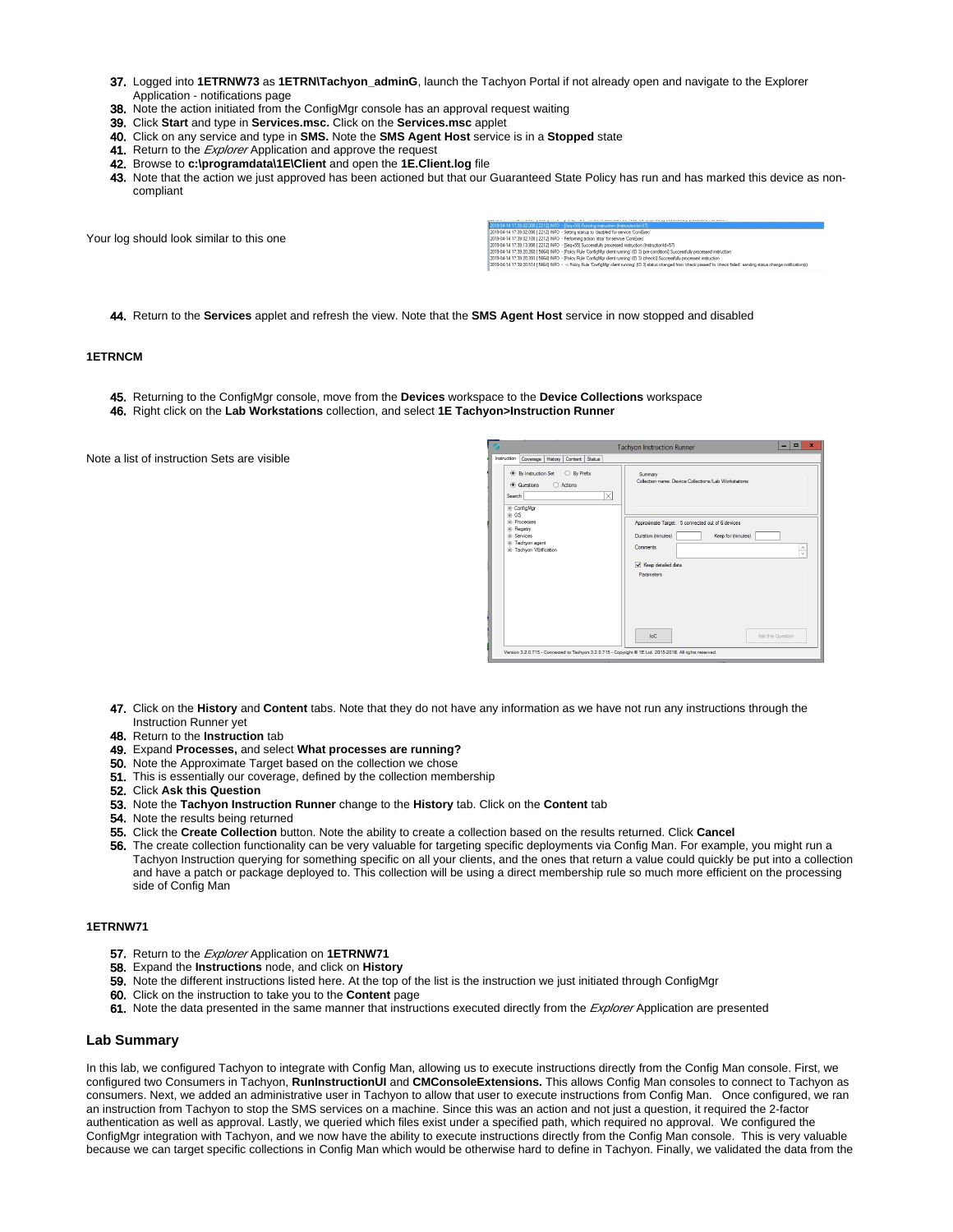37. Logged into **1ETRNW73** as **1ETRN\Tachyon_adminG**, launch the Tachyon Portal if not already open and navigate to the Explorer Application - notifications page
38. Note the action initiated from the ConfigMgr console has an approval request waiting
39. Click **Start** and type in **Services.msc.** Click on the **Services.msc** applet
40. Click on any service and type in **SMS.** Note the **SMS Agent Host** service is in a **Stopped** state
41. Return to the *Explorer* Application and approve the request
42. Browse to **c:\programdata\1E\Client** and open the **1E.Client.log** file
43. Note that the action we just approved has been actioned but that our Guaranteed State Policy has run and has marked this device as non-compliant

Your log should look similar to this one

44. Return to the **Services** applet and refresh the view. Note that the **SMS Agent Host** service in now stopped and disabled

**1ETRNCM**

45. Returning to the ConfigMgr console, move from the **Devices** workspace to the **Device Collections** workspace
46. Right click on the **Lab Workstations** collection, and select **1E Tachyon>Instruction Runner**

Note a list of instruction Sets are visible

47. Click on the **History** and **Content** tabs. Note that they do not have any information as we have not run any instructions through the Instruction Runner yet
48. Return to the **Instruction** tab
49. Expand **Processes,** and select **What processes are running?**
50. Note the Approximate Target based on the collection we chose
51. This is essentially our coverage, defined by the collection membership
52. Click **Ask this Question**
53. Note the **Tachyon Instruction Runner** change to the **History** tab. Click on the **Content** tab
54. Note the results being returned
55. Click the **Create Collection** button. Note the ability to create a collection based on the results returned. Click **Cancel**
56. The create collection functionality can be very valuable for targeting specific deployments via Config Man. For example, you might run a Tachyon Instruction querying for something specific on all your clients, and the ones that return a value could quickly be put into a collection and have a patch or package deployed to. This collection will be using a direct membership rule so much more efficient on the processing side of Config Man

**1ETRNW71**

57. Return to the *Explorer* Application on **1ETRNW71**
58. Expand the **Instructions** node, and click on **History**
59. Note the different instructions listed here. At the top of the list is the instruction we just initiated through ConfigMgr
60. Click on the instruction to take you to the **Content** page
61. Note the data presented in the same manner that instructions executed directly from the *Explorer* Application are presented

## Lab Summary

In this lab, we configured Tachyon to integrate with Config Man, allowing us to execute instructions directly from the Config Man console. First, we configured two Consumers in Tachyon, **RunInstructionUI** and **CMConsoleExtensions.** This allows Config Man consoles to connect to Tachyon as consumers. Next, we added an administrative user in Tachyon to allow that user to execute instructions from Config Man. Once configured, we ran an instruction from Tachyon to stop the SMS services on a machine. Since this was an action and not just a question, it required the 2-factor authentication as well as approval. Lastly, we queried which files exist under a specified path, which required no approval. We configured the ConfigMgr integration with Tachyon, and we now have the ability to execute instructions directly from the Config Man console. This is very valuable because we can target specific collections in Config Man which would be otherwise hard to define in Tachyon. Finally, we validated the data from the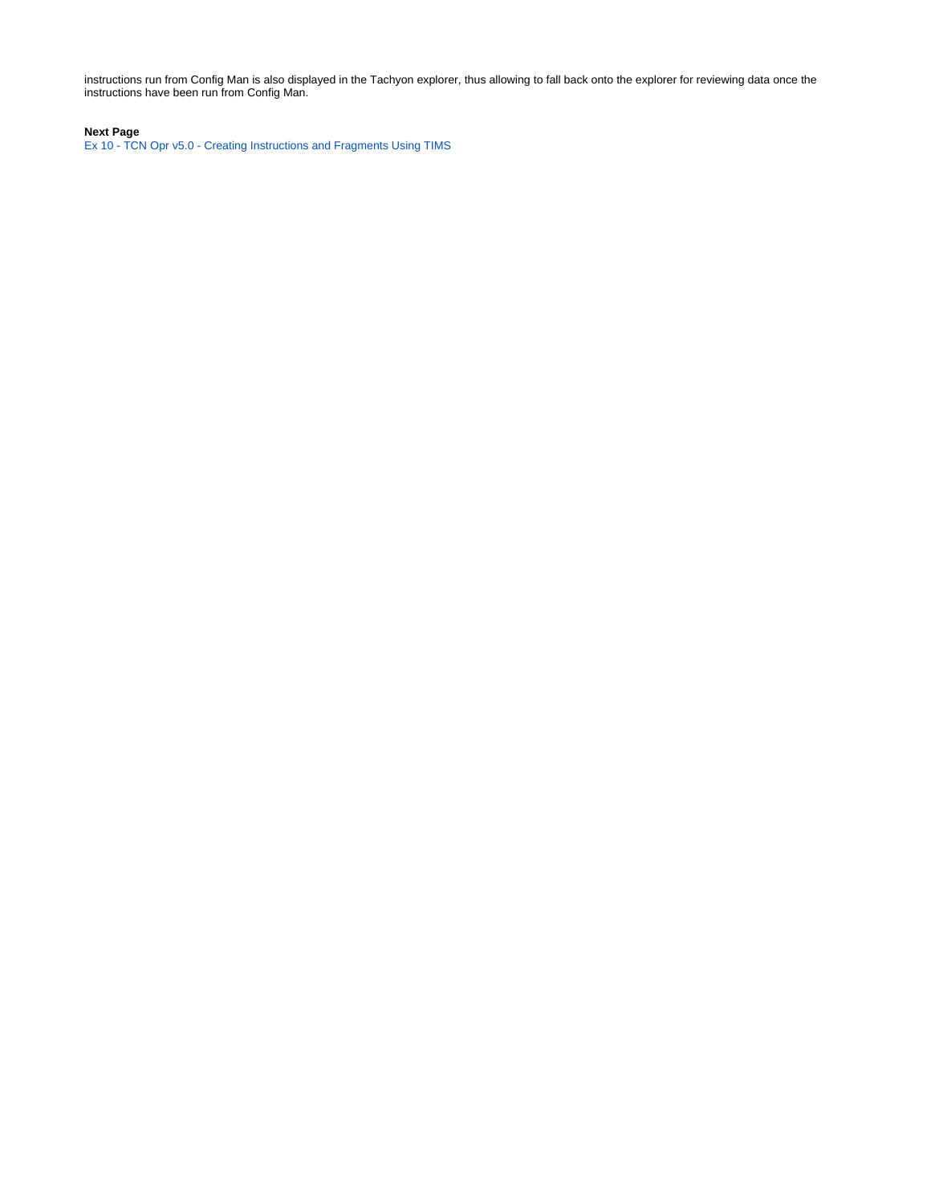instructions run from Config Man is also displayed in the Tachyon explorer, thus allowing to fall back onto the explorer for reviewing data once the instructions have been run from Config Man.

**Next Page**

Ex 10 - TCN Opr v5.0 - Creating Instructions and Fragments Using TIMS